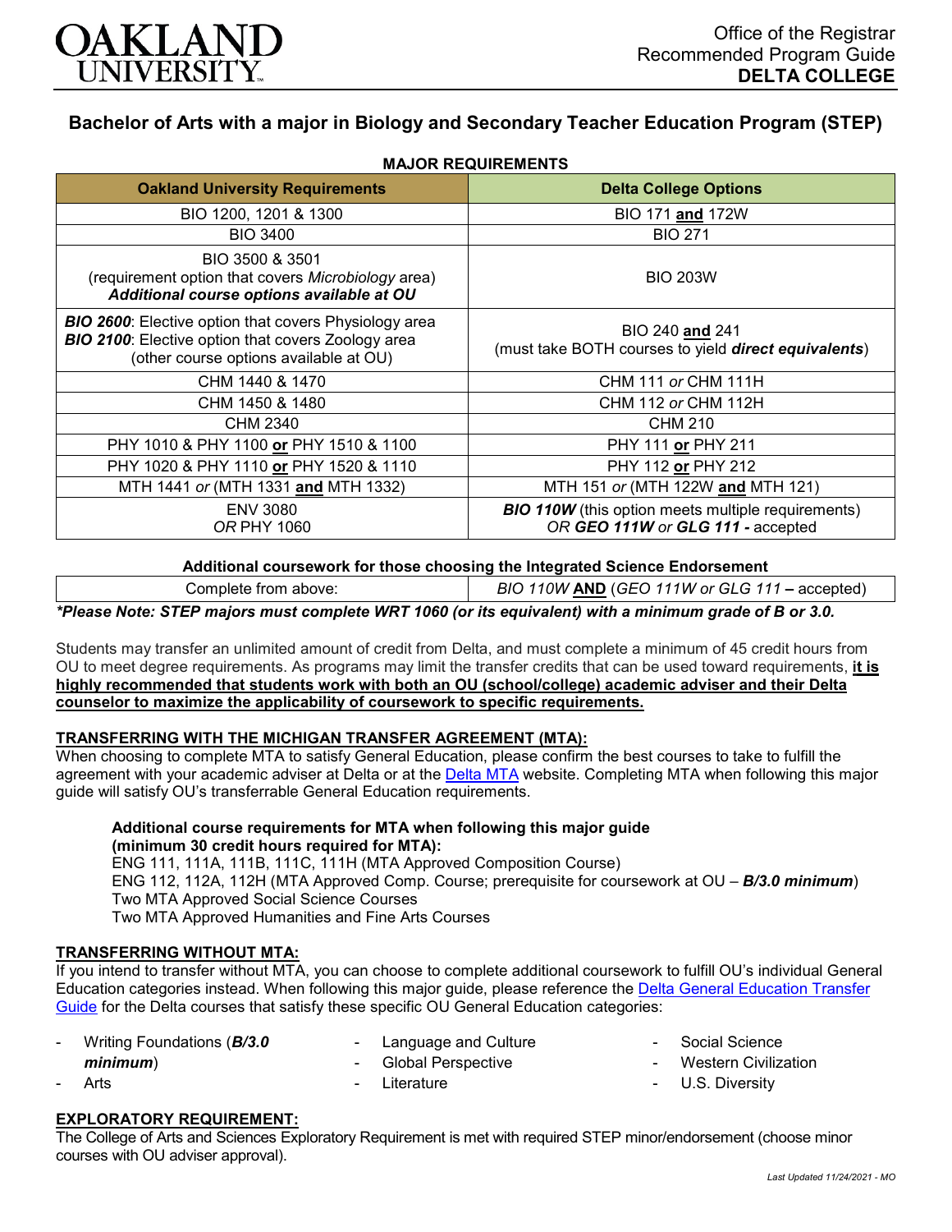OAKLAND UNIVERSITY

Office of the Registrar
Recommended Program Guide
**DELTA COLLEGE**

# Bachelor of Arts with a major in Biology and Secondary Teacher Education Program (STEP)

## MAJOR REQUIREMENTS

| Oakland University Requirements | Delta College Options |
|---|---|
| BIO 1200, 1201 & 1300 | BIO 171 **and** 172W |
| BIO 3400 | BIO 271 |
| BIO 3500 & 3501 (requirement option that covers *Microbiology* area) ***Additional course options available at OU*** | BIO 203W |
| ***BIO 2600***: Elective option that covers Physiology area ***BIO 2100***: Elective option that covers Zoology area (other course options available at OU) | BIO 240 **and** 241 (must take BOTH courses to yield ***direct equivalents***) |
| CHM 1440 & 1470 | CHM 111 *or* CHM 111H |
| CHM 1450 & 1480 | CHM 112 *or* CHM 112H |
| CHM 2340 | CHM 210 |
| PHY 1010 & PHY 1100 **or** PHY 1510 & 1100 | PHY 111 **or** PHY 211 |
| PHY 1020 & PHY 1110 **or** PHY 1520 & 1110 | PHY 112 **or** PHY 212 |
| MTH 1441 *or* (MTH 1331 **and** MTH 1332) | MTH 151 *or* (MTH 122W **and** MTH 121) |
| ENV 3080 *OR* PHY 1060 | ***BIO 110W*** (this option meets multiple requirements) *OR* ***GEO 111W*** *or* ***GLG 111*** **- accepted** |

**Additional coursework for those choosing the Integrated Science Endorsement**

| Complete from above: | *BIO 110W* **AND** *(GEO 111W or GLG 111* **–** *accepted)* |
|---|---|

***Please Note: STEP majors must complete WRT 1060 (or its equivalent) with a minimum grade of B or 3.0.***

Students may transfer an unlimited amount of credit from Delta, and must complete a minimum of 45 credit hours from OU to meet degree requirements. As programs may limit the transfer credits that can be used toward requirements, **it is highly recommended that students work with both an OU (school/college) academic adviser and their Delta counselor to maximize the applicability of coursework to specific requirements.**

## TRANSFERRING WITH THE MICHIGAN TRANSFER AGREEMENT (MTA):

When choosing to complete MTA to satisfy General Education, please confirm the best courses to take to fulfill the agreement with your academic adviser at Delta or at the Delta MTA website. Completing MTA when following this major guide will satisfy OU's transferrable General Education requirements.

**Additional course requirements for MTA when following this major guide (minimum 30 credit hours required for MTA):**
ENG 111, 111A, 111B, 111C, 111H (MTA Approved Composition Course)
ENG 112, 112A, 112H (MTA Approved Comp. Course; prerequisite for coursework at OU – ***B/3.0 minimum***)
Two MTA Approved Social Science Courses
Two MTA Approved Humanities and Fine Arts Courses

## TRANSFERRING WITHOUT MTA:

If you intend to transfer without MTA, you can choose to complete additional coursework to fulfill OU's individual General Education categories instead. When following this major guide, please reference the Delta General Education Transfer Guide for the Delta courses that satisfy these specific OU General Education categories:

- Writing Foundations (***B/3.0 minimum***)
- Arts
- Language and Culture
- Global Perspective
- Literature
- Social Science
- Western Civilization
- U.S. Diversity

## EXPLORATORY REQUIREMENT:

The College of Arts and Sciences Exploratory Requirement is met with required STEP minor/endorsement (choose minor courses with OU adviser approval).

*Last Updated 11/24/2021 - MO*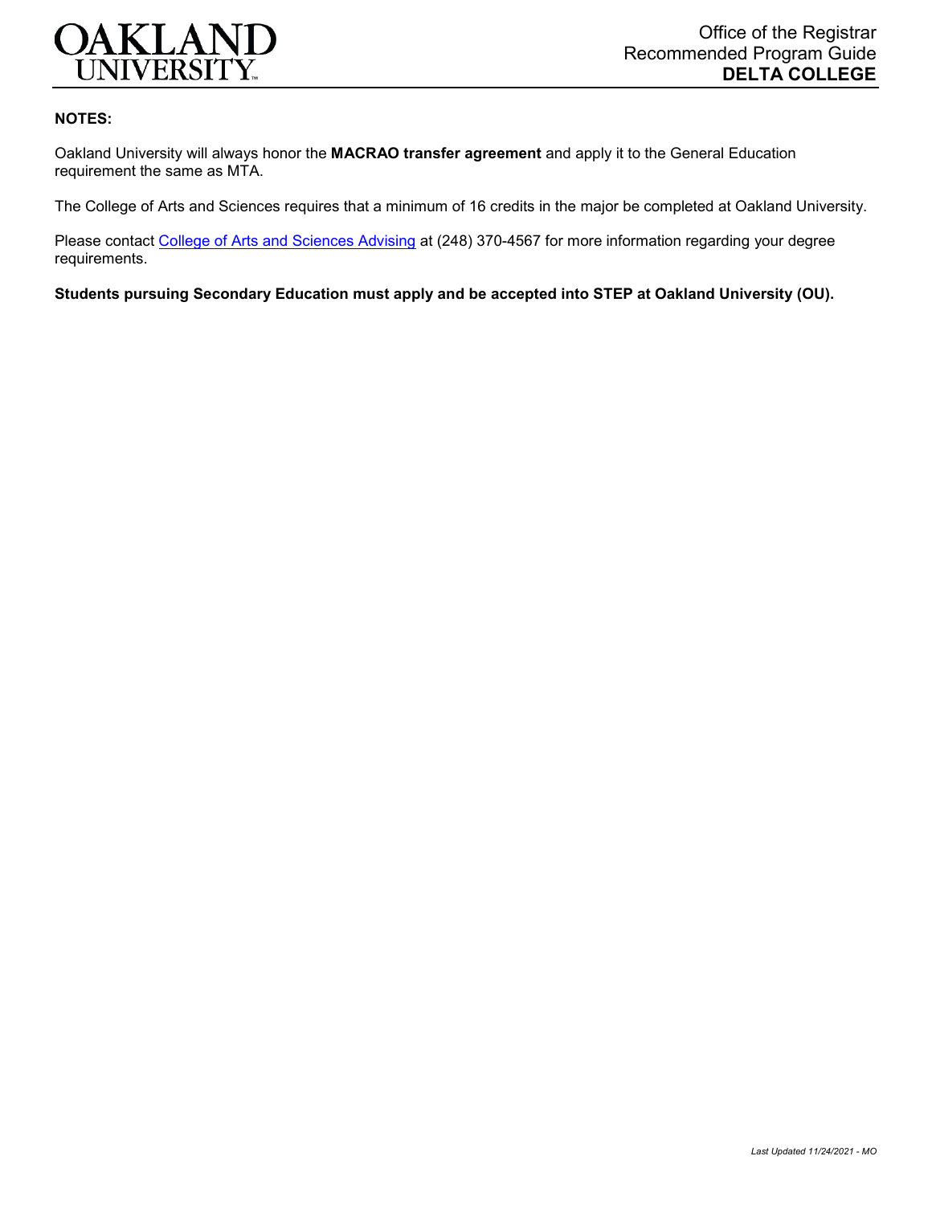**NOTES:**

Oakland University will always honor the **MACRAO transfer agreement** and apply it to the General Education requirement the same as MTA.

The College of Arts and Sciences requires that a minimum of 16 credits in the major be completed at Oakland University.

Please contact College of Arts and Sciences Advising at (248) 370-4567 for more information regarding your degree requirements.

**Students pursuing Secondary Education must apply and be accepted into STEP at Oakland University (OU).**

*Last Updated 11/24/2021 - MO*